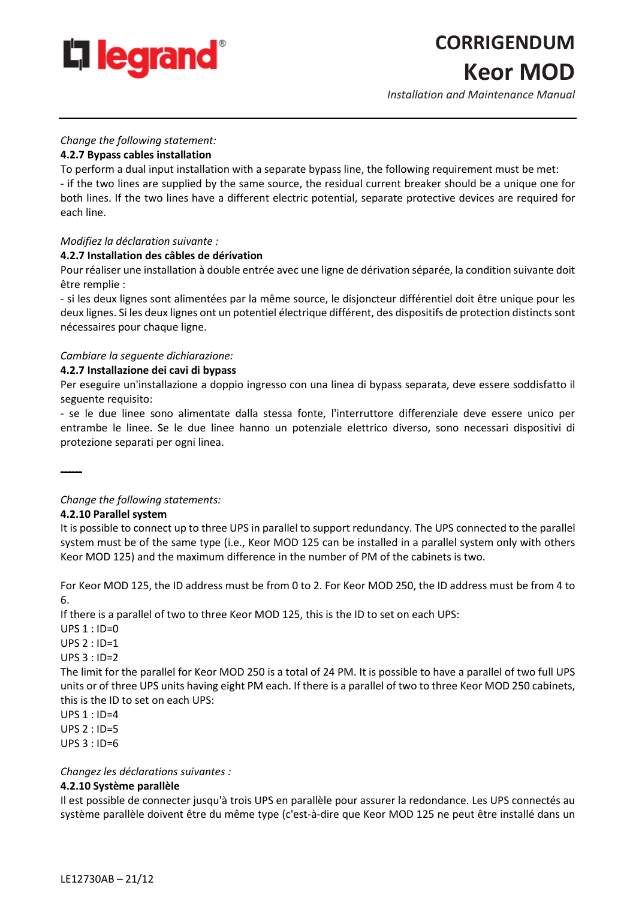legrand®

# CORRIGENDUM
# Keor MOD

*Installation and Maintenance Manual*

---

*Change the following statement:*

**4.2.7 Bypass cables installation**

To perform a dual input installation with a separate bypass line, the following requirement must be met:
- if the two lines are supplied by the same source, the residual current breaker should be a unique one for both lines. If the two lines have a different electric potential, separate protective devices are required for each line.

*Modifiez la déclaration suivante :*

**4.2.7 Installation des câbles de dérivation**

Pour réaliser une installation à double entrée avec une ligne de dérivation séparée, la condition suivante doit être remplie :
- si les deux lignes sont alimentées par la même source, le disjoncteur différentiel doit être unique pour les deux lignes. Si les deux lignes ont un potentiel électrique différent, des dispositifs de protection distincts sont nécessaires pour chaque ligne.

*Cambiare la seguente dichiarazione:*

**4.2.7 Installazione dei cavi di bypass**

Per eseguire un'installazione a doppio ingresso con una linea di bypass separata, deve essere soddisfatto il seguente requisito:
- se le due linee sono alimentate dalla stessa fonte, l'interruttore differenziale deve essere unico per entrambe le linee. Se le due linee hanno un potenziale elettrico diverso, sono necessari dispositivi di protezione separati per ogni linea.

-----

*Change the following statements:*

**4.2.10 Parallel system**

It is possible to connect up to three UPS in parallel to support redundancy. The UPS connected to the parallel system must be of the same type (i.e., Keor MOD 125 can be installed in a parallel system only with others Keor MOD 125) and the maximum difference in the number of PM of the cabinets is two.

For Keor MOD 125, the ID address must be from 0 to 2. For Keor MOD 250, the ID address must be from 4 to 6.
If there is a parallel of two to three Keor MOD 125, this is the ID to set on each UPS:
UPS 1 : ID=0
UPS 2 : ID=1
UPS 3 : ID=2
The limit for the parallel for Keor MOD 250 is a total of 24 PM. It is possible to have a parallel of two full UPS units or of three UPS units having eight PM each. If there is a parallel of two to three Keor MOD 250 cabinets, this is the ID to set on each UPS:
UPS 1 : ID=4
UPS 2 : ID=5
UPS 3 : ID=6

*Changez les déclarations suivantes :*

**4.2.10 Système parallèle**

Il est possible de connecter jusqu'à trois UPS en parallèle pour assurer la redondance. Les UPS connectés au système parallèle doivent être du même type (c'est-à-dire que Keor MOD 125 ne peut être installé dans un

LE12730AB – 21/12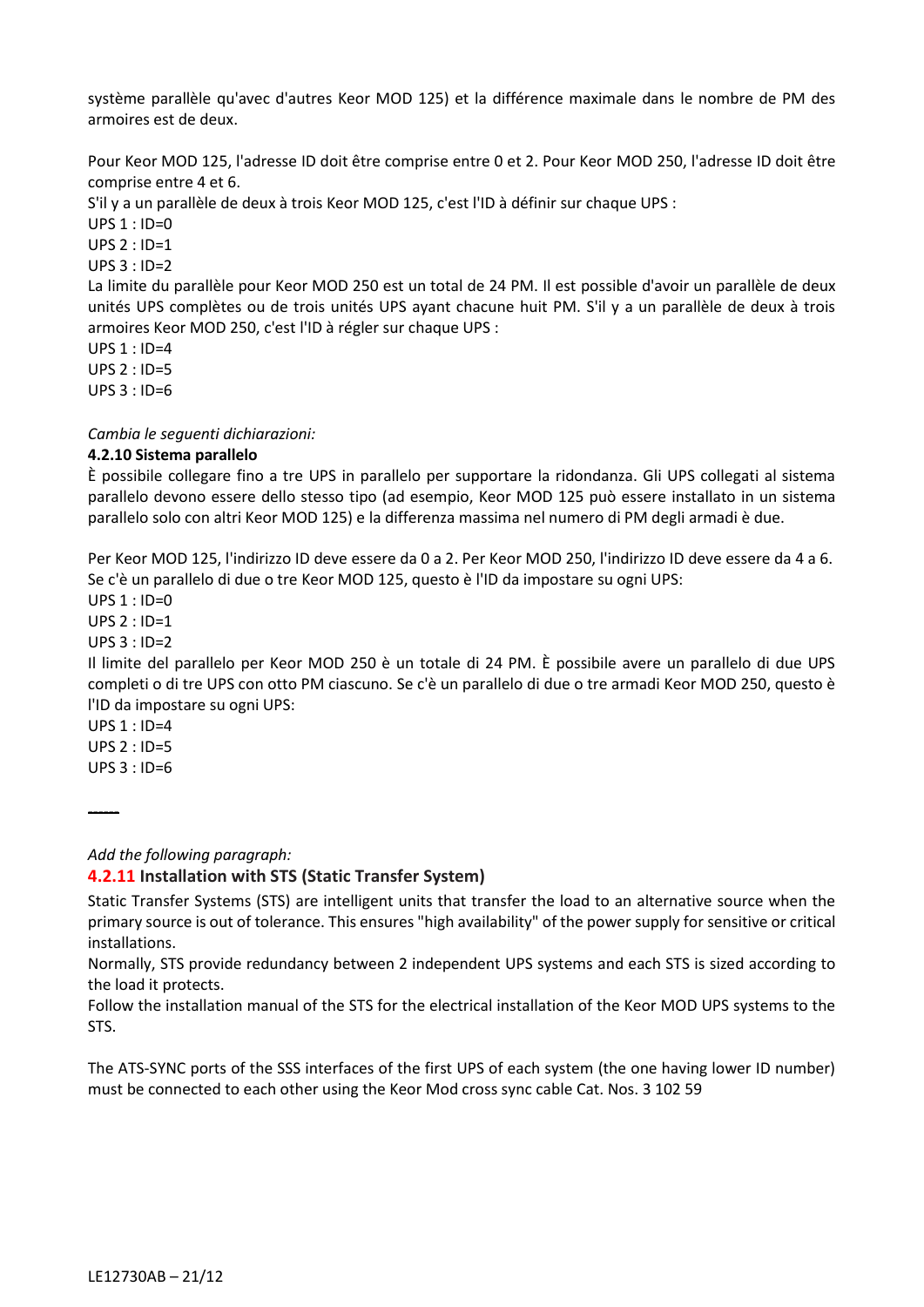système parallèle qu'avec d'autres Keor MOD 125) et la différence maximale dans le nombre de PM des armoires est de deux.

Pour Keor MOD 125, l'adresse ID doit être comprise entre 0 et 2. Pour Keor MOD 250, l'adresse ID doit être comprise entre 4 et 6.
S'il y a un parallèle de deux à trois Keor MOD 125, c'est l'ID à définir sur chaque UPS :
UPS 1 : ID=0
UPS 2 : ID=1
UPS 3 : ID=2
La limite du parallèle pour Keor MOD 250 est un total de 24 PM. Il est possible d'avoir un parallèle de deux unités UPS complètes ou de trois unités UPS ayant chacune huit PM. S'il y a un parallèle de deux à trois armoires Keor MOD 250, c'est l'ID à régler sur chaque UPS :
UPS 1 : ID=4
UPS 2 : ID=5
UPS 3 : ID=6

*Cambia le seguenti dichiarazioni:*

**4.2.10 Sistema parallelo**

È possibile collegare fino a tre UPS in parallelo per supportare la ridondanza. Gli UPS collegati al sistema parallelo devono essere dello stesso tipo (ad esempio, Keor MOD 125 può essere installato in un sistema parallelo solo con altri Keor MOD 125) e la differenza massima nel numero di PM degli armadi è due.

Per Keor MOD 125, l'indirizzo ID deve essere da 0 a 2. Per Keor MOD 250, l'indirizzo ID deve essere da 4 a 6.
Se c'è un parallelo di due o tre Keor MOD 125, questo è l'ID da impostare su ogni UPS:
UPS 1 : ID=0
UPS 2 : ID=1
UPS 3 : ID=2
Il limite del parallelo per Keor MOD 250 è un totale di 24 PM. È possibile avere un parallelo di due UPS completi o di tre UPS con otto PM ciascuno. Se c'è un parallelo di due o tre armadi Keor MOD 250, questo è l'ID da impostare su ogni UPS:
UPS 1 : ID=4
UPS 2 : ID=5
UPS 3 : ID=6

-----

*Add the following paragraph:*

**4.2.11 Installation with STS (Static Transfer System)**

Static Transfer Systems (STS) are intelligent units that transfer the load to an alternative source when the primary source is out of tolerance. This ensures "high availability" of the power supply for sensitive or critical installations.
Normally, STS provide redundancy between 2 independent UPS systems and each STS is sized according to the load it protects.
Follow the installation manual of the STS for the electrical installation of the Keor MOD UPS systems to the STS.

The ATS-SYNC ports of the SSS interfaces of the first UPS of each system (the one having lower ID number) must be connected to each other using the Keor Mod cross sync cable Cat. Nos. 3 102 59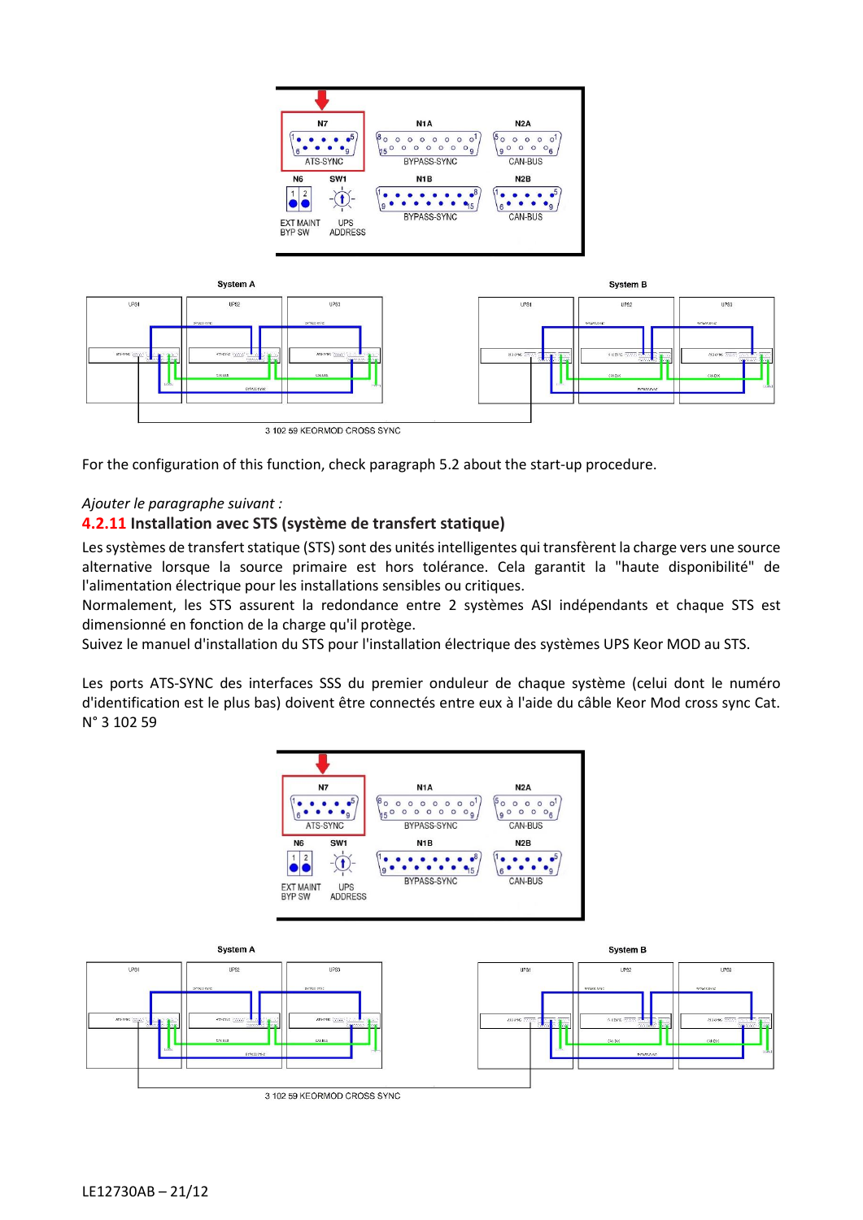For the configuration of this function, check paragraph 5.2 about the start-up procedure.

*Ajouter le paragraphe suivant :*

### 4.2.11 Installation avec STS (système de transfert statique)

Les systèmes de transfert statique (STS) sont des unités intelligentes qui transfèrent la charge vers une source alternative lorsque la source primaire est hors tolérance. Cela garantit la "haute disponibilité" de l'alimentation électrique pour les installations sensibles ou critiques.
Normalement, les STS assurent la redondance entre 2 systèmes ASI indépendants et chaque STS est dimensionné en fonction de la charge qu'il protège.
Suivez le manuel d'installation du STS pour l'installation électrique des systèmes UPS Keor MOD au STS.

Les ports ATS-SYNC des interfaces SSS du premier onduleur de chaque système (celui dont le numéro d'identification est le plus bas) doivent être connectés entre eux à l'aide du câble Keor Mod cross sync Cat. N° 3 102 59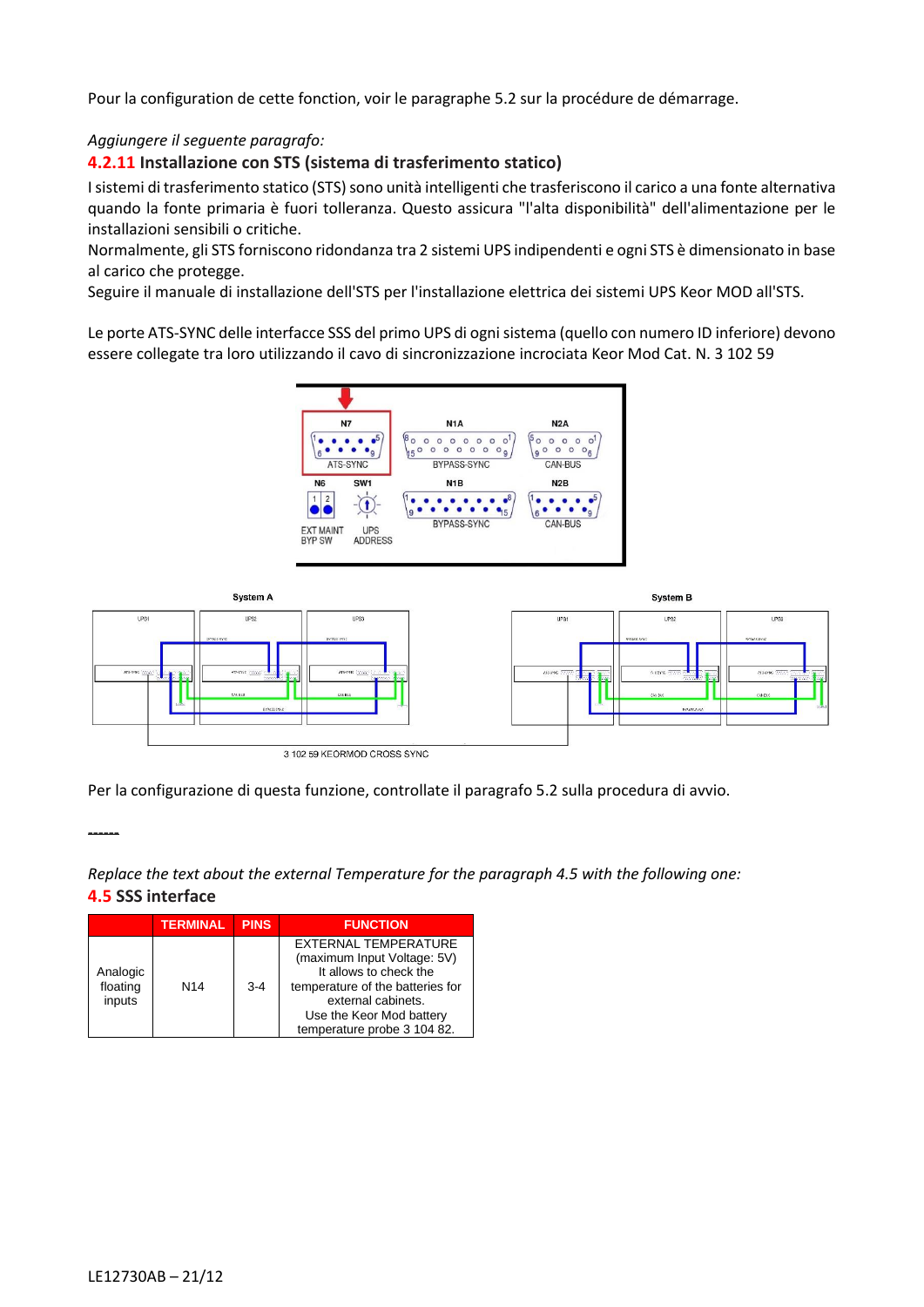Pour la configuration de cette fonction, voir le paragraphe 5.2 sur la procédure de démarrage.

*Aggiungere il seguente paragrafo:*

### 4.2.11 Installazione con STS (sistema di trasferimento statico)

I sistemi di trasferimento statico (STS) sono unità intelligenti che trasferiscono il carico a una fonte alternativa quando la fonte primaria è fuori tolleranza. Questo assicura "l'alta disponibilità" dell'alimentazione per le installazioni sensibili o critiche.

Normalmente, gli STS forniscono ridondanza tra 2 sistemi UPS indipendenti e ogni STS è dimensionato in base al carico che protegge.

Seguire il manuale di installazione dell'STS per l'installazione elettrica dei sistemi UPS Keor MOD all'STS.

Le porte ATS-SYNC delle interfacce SSS del primo UPS di ogni sistema (quello con numero ID inferiore) devono essere collegate tra loro utilizzando il cavo di sincronizzazione incrociata Keor Mod Cat. N. 3 102 59

Per la configurazione di questa funzione, controllate il paragrafo 5.2 sulla procedura di avvio.

------

*Replace the text about the external Temperature for the paragraph 4.5 with the following one:*

### 4.5 SSS interface

| TERMINAL | PINS | FUNCTION |
|---|---|---|
| Analogic floating inputs | N14 | 3-4 | EXTERNAL TEMPERATURE (maximum Input Voltage: 5V) It allows to check the temperature of the batteries for external cabinets. Use the Keor Mod battery temperature probe 3 104 82. |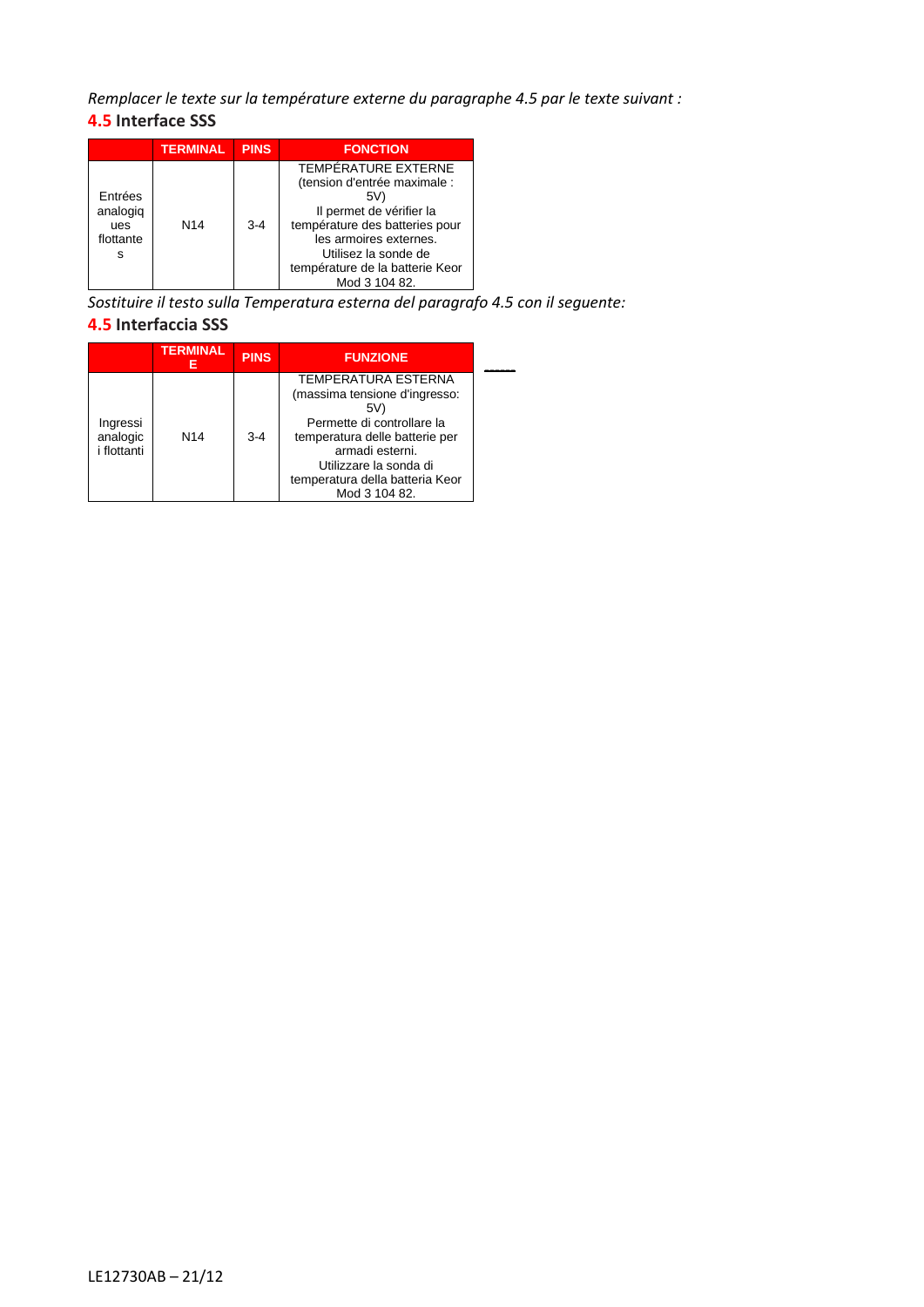*Remplacer le texte sur la température externe du paragraphe 4.5 par le texte suivant :*

## 4.5 Interface SSS

| | TERMINAL | PINS | FONCTION |
|---|---|---|---|
| Entrées analogiques flottantes | N14 | 3-4 | TEMPÉRATURE EXTERNE (tension d'entrée maximale : 5V) Il permet de vérifier la température des batteries pour les armoires externes. Utilisez la sonde de température de la batterie Keor Mod 3 104 82. |

*Sostituire il testo sulla Temperatura esterna del paragrafo 4.5 con il seguente:*

## 4.5 Interfaccia SSS

| | TERMINALE | PINS | FUNZIONE |
|---|---|---|---|
| Ingressi analogici flottanti | N14 | 3-4 | TEMPERATURA ESTERNA (massima tensione d'ingresso: 5V) Permette di controllare la temperatura delle batterie per armadi esterni. Utilizzare la sonda di temperatura della batteria Keor Mod 3 104 82. |

LE12730AB – 21/12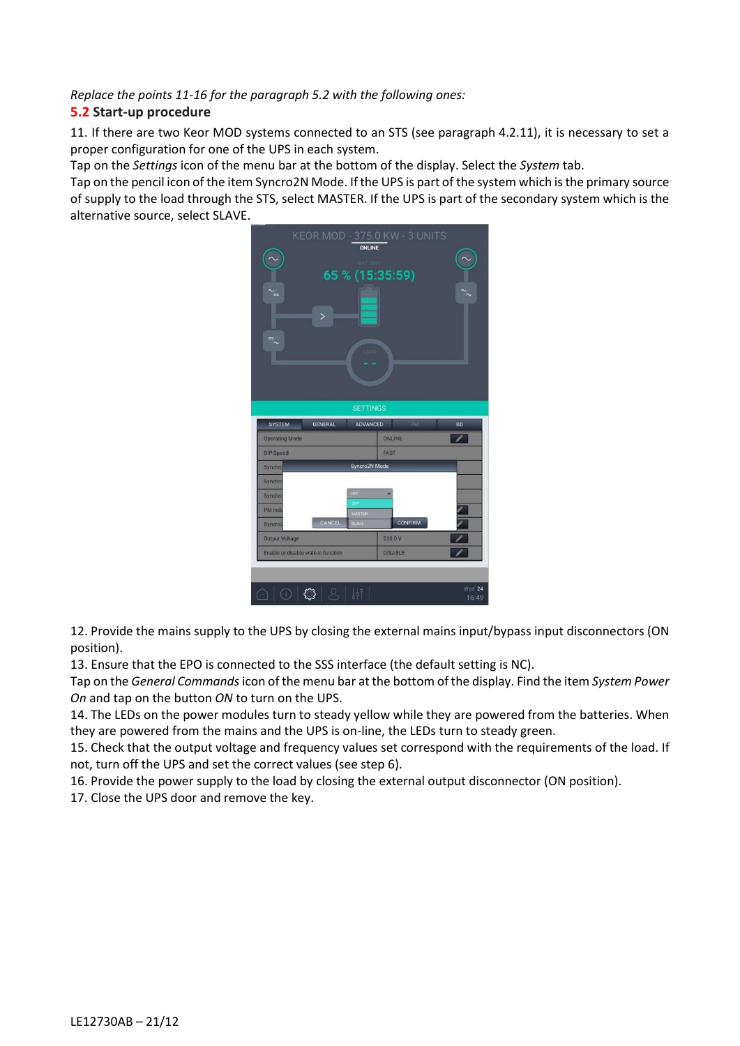*Replace the points 11-16 for the paragraph 5.2 with the following ones:*

## 5.2 Start-up procedure

11. If there are two Keor MOD systems connected to an STS (see paragraph 4.2.11), it is necessary to set a proper configuration for one of the UPS in each system.
Tap on the *Settings* icon of the menu bar at the bottom of the display. Select the *System* tab.
Tap on the pencil icon of the item Syncro2N Mode. If the UPS is part of the system which is the primary source of supply to the load through the STS, select MASTER. If the UPS is part of the secondary system which is the alternative source, select SLAVE.

12. Provide the mains supply to the UPS by closing the external mains input/bypass input disconnectors (ON position).
13. Ensure that the EPO is connected to the SSS interface (the default setting is NC).
Tap on the *General Commands* icon of the menu bar at the bottom of the display. Find the item *System Power On* and tap on the button *ON* to turn on the UPS.
14. The LEDs on the power modules turn to steady yellow while they are powered from the batteries. When they are powered from the mains and the UPS is on-line, the LEDs turn to steady green.
15. Check that the output voltage and frequency values set correspond with the requirements of the load. If not, turn off the UPS and set the correct values (see step 6).
16. Provide the power supply to the load by closing the external output disconnector (ON position).
17. Close the UPS door and remove the key.

LE12730AB – 21/12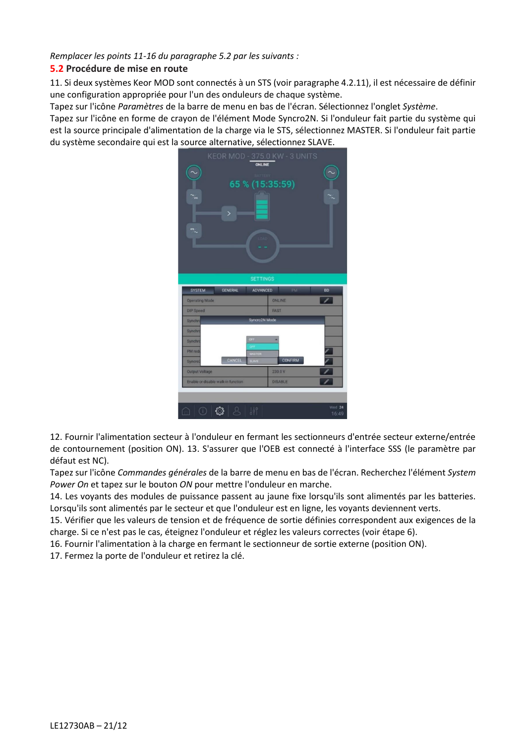*Remplacer les points 11-16 du paragraphe 5.2 par les suivants :*

## 5.2 Procédure de mise en route

11. Si deux systèmes Keor MOD sont connectés à un STS (voir paragraphe 4.2.11), il est nécessaire de définir une configuration appropriée pour l'un des onduleurs de chaque système.
Tapez sur l'icône *Paramètres* de la barre de menu en bas de l'écran. Sélectionnez l'onglet *Système*.
Tapez sur l'icône en forme de crayon de l'élément Mode Syncro2N. Si l'onduleur fait partie du système qui est la source principale d'alimentation de la charge via le STS, sélectionnez MASTER. Si l'onduleur fait partie du système secondaire qui est la source alternative, sélectionnez SLAVE.

12. Fournir l'alimentation secteur à l'onduleur en fermant les sectionneurs d'entrée secteur externe/entrée de contournement (position ON). 13. S'assurer que l'OEB est connecté à l'interface SSS (le paramètre par défaut est NC).
Tapez sur l'icône *Commandes générales* de la barre de menu en bas de l'écran. Recherchez l'élément *System Power On* et tapez sur le bouton *ON* pour mettre l'onduleur en marche.

14. Les voyants des modules de puissance passent au jaune fixe lorsqu'ils sont alimentés par les batteries. Lorsqu'ils sont alimentés par le secteur et que l'onduleur est en ligne, les voyants deviennent verts.

15. Vérifier que les valeurs de tension et de fréquence de sortie définies correspondent aux exigences de la charge. Si ce n'est pas le cas, éteignez l'onduleur et réglez les valeurs correctes (voir étape 6).

16. Fournir l'alimentation à la charge en fermant le sectionneur de sortie externe (position ON).

17. Fermez la porte de l'onduleur et retirez la clé.

LE12730AB – 21/12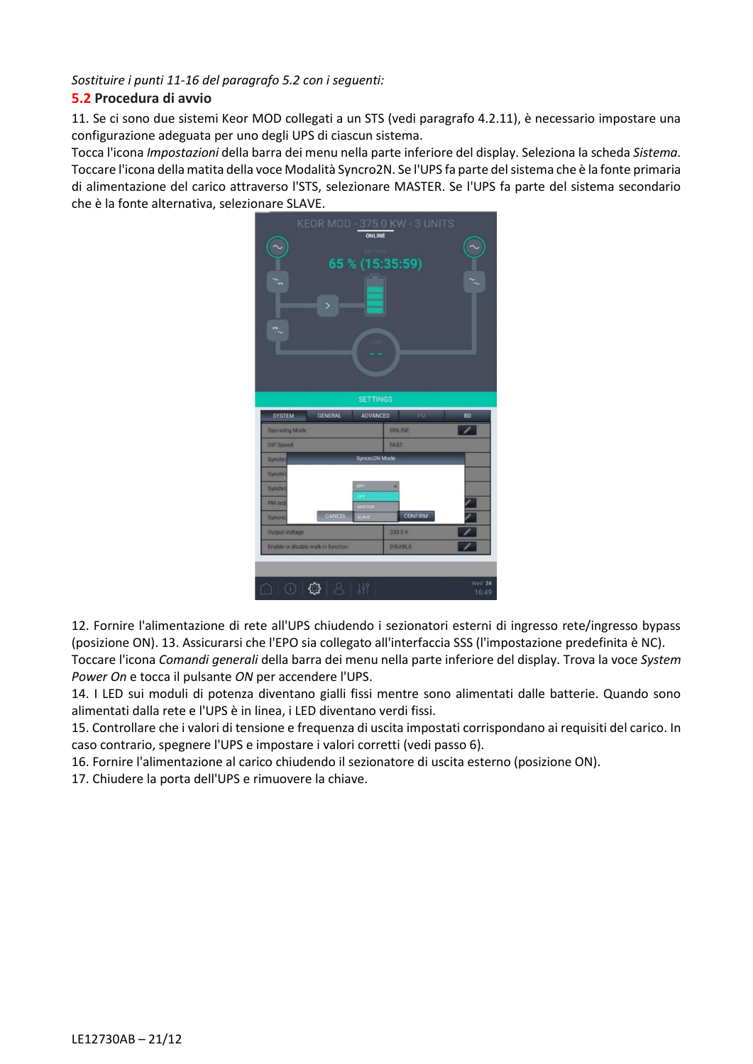*Sostituire i punti 11-16 del paragrafo 5.2 con i seguenti:*

## 5.2 Procedura di avvio

11. Se ci sono due sistemi Keor MOD collegati a un STS (vedi paragrafo 4.2.11), è necessario impostare una configurazione adeguata per uno degli UPS di ciascun sistema.
Tocca l'icona *Impostazioni* della barra dei menu nella parte inferiore del display. Seleziona la scheda *Sistema.* Toccare l'icona della matita della voce Modalità Syncro2N. Se l'UPS fa parte del sistema che è la fonte primaria di alimentazione del carico attraverso l'STS, selezionare MASTER. Se l'UPS fa parte del sistema secondario che è la fonte alternativa, selezionare SLAVE.

12. Fornire l'alimentazione di rete all'UPS chiudendo i sezionatori esterni di ingresso rete/ingresso bypass (posizione ON). 13. Assicurarsi che l'EPO sia collegato all'interfaccia SSS (l'impostazione predefinita è NC).
Toccare l'icona *Comandi generali* della barra dei menu nella parte inferiore del display. Trova la voce *System Power On* e tocca il pulsante *ON* per accendere l'UPS.

14. I LED sui moduli di potenza diventano gialli fissi mentre sono alimentati dalle batterie. Quando sono alimentati dalla rete e l'UPS è in linea, i LED diventano verdi fissi.

15. Controllare che i valori di tensione e frequenza di uscita impostati corrispondano ai requisiti del carico. In caso contrario, spegnere l'UPS e impostare i valori corretti (vedi passo 6).

16. Fornire l'alimentazione al carico chiudendo il sezionatore di uscita esterno (posizione ON).

17. Chiudere la porta dell'UPS e rimuovere la chiave.

LE12730AB – 21/12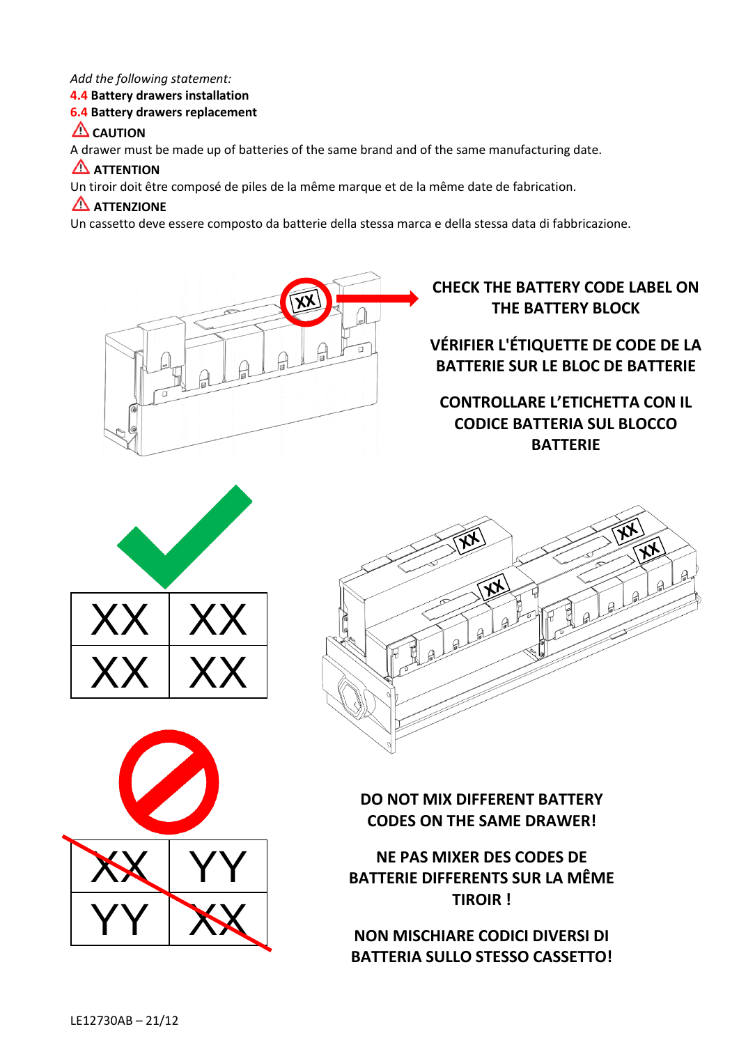*Add the following statement:*

**4.4 Battery drawers installation**

**6.4 Battery drawers replacement**

⚠ **CAUTION**

A drawer must be made up of batteries of the same brand and of the same manufacturing date.

⚠ **ATTENTION**

Un tiroir doit être composé de piles de la même marque et de la même date de fabrication.

⚠ **ATTENZIONE**

Un cassetto deve essere composto da batterie della stessa marca e della stessa data di fabbricazione.

**CHECK THE BATTERY CODE LABEL ON THE BATTERY BLOCK**

**VÉRIFIER L'ÉTIQUETTE DE CODE DE LA BATTERIE SUR LE BLOC DE BATTERIE**

**CONTROLLARE L'ETICHETTA CON IL CODICE BATTERIA SUL BLOCCO BATTERIE**

| XX | XX |
|---|---|
| XX | XX |

| XX | YY |
|---|---|
| YY | XX |

**DO NOT MIX DIFFERENT BATTERY CODES ON THE SAME DRAWER!**

**NE PAS MIXER DES CODES DE BATTERIE DIFFERENTS SUR LA MÊME TIROIR !**

**NON MISCHIARE CODICI DIVERSI DI BATTERIA SULLO STESSO CASSETTO!**

LE12730AB – 21/12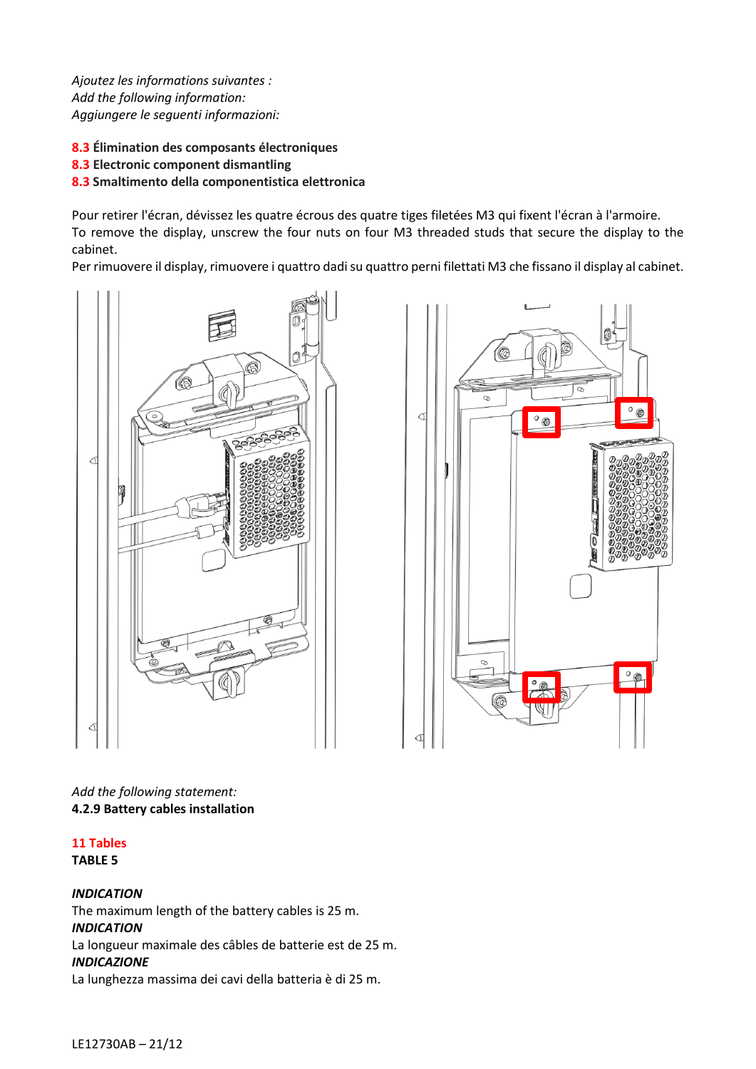*Ajoutez les informations suivantes :*
*Add the following information:*
*Aggiungere le seguenti informazioni:*

**8.3 Élimination des composants électroniques**
**8.3 Electronic component dismantling**
**8.3 Smaltimento della componentistica elettronica**

Pour retirer l'écran, dévissez les quatre écrous des quatre tiges filetées M3 qui fixent l'écran à l'armoire.
To remove the display, unscrew the four nuts on four M3 threaded studs that secure the display to the cabinet.
Per rimuovere il display, rimuovere i quattro dadi su quattro perni filettati M3 che fissano il display al cabinet.

*Add the following statement:*
**4.2.9 Battery cables installation**

**11 Tables**
**TABLE 5**

***INDICATION***
The maximum length of the battery cables is 25 m.
***INDICATION***
La longueur maximale des câbles de batterie est de 25 m.
***INDICAZIONE***
La lunghezza massima dei cavi della batteria è di 25 m.